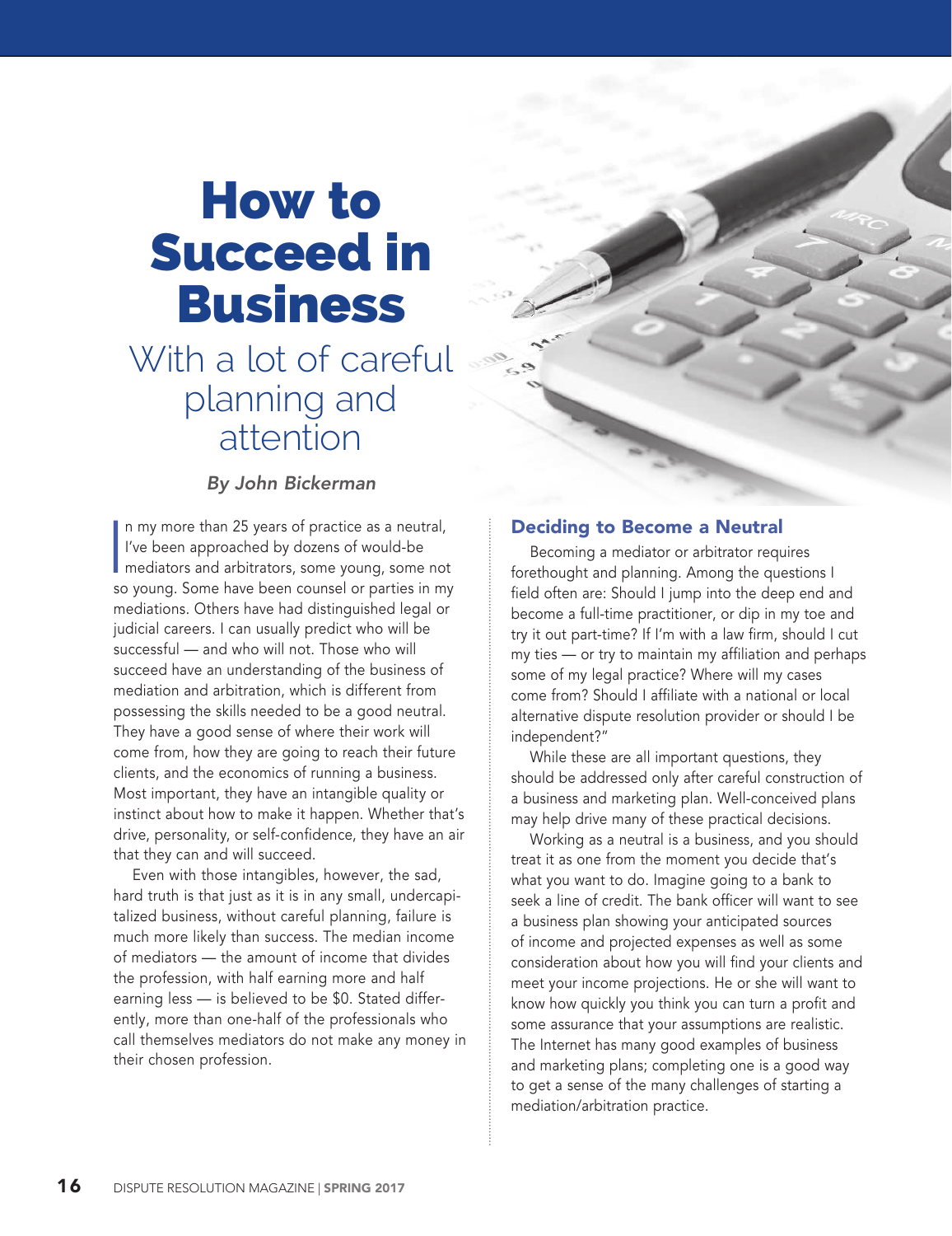# How to Succeed in Business

## With a lot of careful planning and attention

*By John Bickerman*

In my more than 25 years of practice as a neutral, I've been approached by dozens of would-be mediators and arbitrators, some young, some not so young. Some have been counsel or parties in my mediations. Others have had distinguished legal or judicial careers. I can usually predict who will be successful — and who will not. Those who will succeed have an understanding of the business of mediation and arbitration, which is different from possessing the skills needed to be a good neutral. They have a good sense of where their work will come from, how they are going to reach their future clients, and the economics of running a business. Most important, they have an intangible quality or instinct about how to make it happen. Whether that's drive, personality, or self-confidence, they have an air that they can and will succeed.

Even with those intangibles, however, the sad, hard truth is that just as it is in any small, undercapitalized business, without careful planning, failure is much more likely than success. The median income of mediators — the amount of income that divides the profession, with half earning more and half earning less — is believed to be $0. Stated differently, more than one-half of the professionals who call themselves mediators do not make any money in their chosen profession.

### Deciding to Become a Neutral

Becoming a mediator or arbitrator requires forethought and planning. Among the questions I field often are: Should I jump into the deep end and become a full-time practitioner, or dip in my toe and try it out part-time? If I'm with a law firm, should I cut my ties — or try to maintain my affiliation and perhaps some of my legal practice? Where will my cases come from? Should I affiliate with a national or local alternative dispute resolution provider or should I be independent?"

While these are all important questions, they should be addressed only after careful construction of a business and marketing plan. Well-conceived plans may help drive many of these practical decisions.

Working as a neutral is a business, and you should treat it as one from the moment you decide that's what you want to do. Imagine going to a bank to seek a line of credit. The bank officer will want to see a business plan showing your anticipated sources of income and projected expenses as well as some consideration about how you will find your clients and meet your income projections. He or she will want to know how quickly you think you can turn a profit and some assurance that your assumptions are realistic. The Internet has many good examples of business and marketing plans; completing one is a good way to get a sense of the many challenges of starting a mediation/arbitration practice.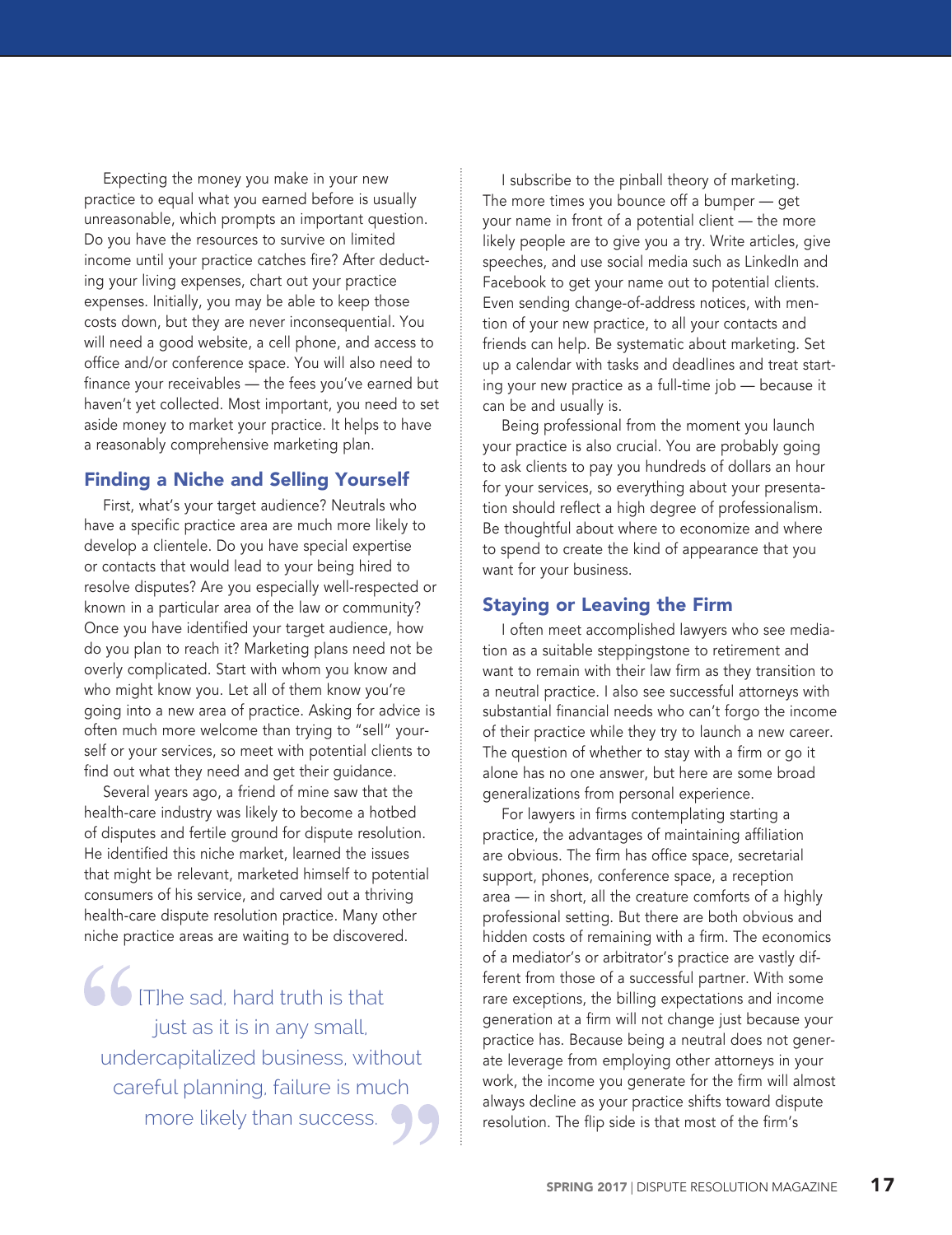Expecting the money you make in your new practice to equal what you earned before is usually unreasonable, which prompts an important question. Do you have the resources to survive on limited income until your practice catches fire? After deducting your living expenses, chart out your practice expenses. Initially, you may be able to keep those costs down, but they are never inconsequential. You will need a good website, a cell phone, and access to office and/or conference space. You will also need to finance your receivables — the fees you've earned but haven't yet collected. Most important, you need to set aside money to market your practice. It helps to have a reasonably comprehensive marketing plan.

## Finding a Niche and Selling Yourself

First, what's your target audience? Neutrals who have a specific practice area are much more likely to develop a clientele. Do you have special expertise or contacts that would lead to your being hired to resolve disputes? Are you especially well-respected or known in a particular area of the law or community? Once you have identified your target audience, how do you plan to reach it? Marketing plans need not be overly complicated. Start with whom you know and who might know you. Let all of them know you're going into a new area of practice. Asking for advice is often much more welcome than trying to "sell" yourself or your services, so meet with potential clients to find out what they need and get their guidance.

Several years ago, a friend of mine saw that the health-care industry was likely to become a hotbed of disputes and fertile ground for dispute resolution. He identified this niche market, learned the issues that might be relevant, marketed himself to potential consumers of his service, and carved out a thriving health-care dispute resolution practice. Many other niche practice areas are waiting to be discovered.

> "[T]he sad, hard truth is that just as it is in any small, undercapitalized business, without careful planning, failure is much more likely than success."

I subscribe to the pinball theory of marketing. The more times you bounce off a bumper — get your name in front of a potential client — the more likely people are to give you a try. Write articles, give speeches, and use social media such as LinkedIn and Facebook to get your name out to potential clients. Even sending change-of-address notices, with mention of your new practice, to all your contacts and friends can help. Be systematic about marketing. Set up a calendar with tasks and deadlines and treat starting your new practice as a full-time job — because it can be and usually is.

Being professional from the moment you launch your practice is also crucial. You are probably going to ask clients to pay you hundreds of dollars an hour for your services, so everything about your presentation should reflect a high degree of professionalism. Be thoughtful about where to economize and where to spend to create the kind of appearance that you want for your business.

## Staying or Leaving the Firm

I often meet accomplished lawyers who see mediation as a suitable steppingstone to retirement and want to remain with their law firm as they transition to a neutral practice. I also see successful attorneys with substantial financial needs who can't forgo the income of their practice while they try to launch a new career. The question of whether to stay with a firm or go it alone has no one answer, but here are some broad generalizations from personal experience.

For lawyers in firms contemplating starting a practice, the advantages of maintaining affiliation are obvious. The firm has office space, secretarial support, phones, conference space, a reception area — in short, all the creature comforts of a highly professional setting. But there are both obvious and hidden costs of remaining with a firm. The economics of a mediator's or arbitrator's practice are vastly different from those of a successful partner. With some rare exceptions, the billing expectations and income generation at a firm will not change just because your practice has. Because being a neutral does not generate leverage from employing other attorneys in your work, the income you generate for the firm will almost always decline as your practice shifts toward dispute resolution. The flip side is that most of the firm's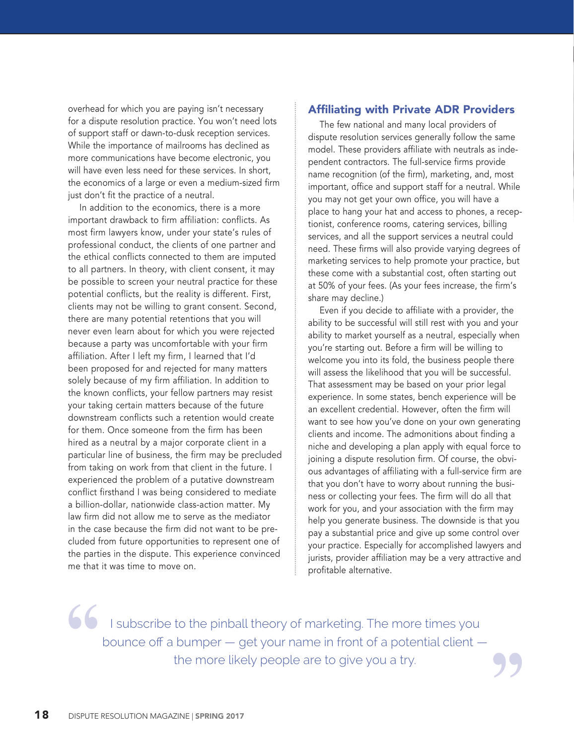overhead for which you are paying isn't necessary for a dispute resolution practice. You won't need lots of support staff or dawn-to-dusk reception services. While the importance of mailrooms has declined as more communications have become electronic, you will have even less need for these services. In short, the economics of a large or even a medium-sized firm just don't fit the practice of a neutral.

In addition to the economics, there is a more important drawback to firm affiliation: conflicts. As most firm lawyers know, under your state's rules of professional conduct, the clients of one partner and the ethical conflicts connected to them are imputed to all partners. In theory, with client consent, it may be possible to screen your neutral practice for these potential conflicts, but the reality is different. First, clients may not be willing to grant consent. Second, there are many potential retentions that you will never even learn about for which you were rejected because a party was uncomfortable with your firm affiliation. After I left my firm, I learned that I'd been proposed for and rejected for many matters solely because of my firm affiliation. In addition to the known conflicts, your fellow partners may resist your taking certain matters because of the future downstream conflicts such a retention would create for them. Once someone from the firm has been hired as a neutral by a major corporate client in a particular line of business, the firm may be precluded from taking on work from that client in the future. I experienced the problem of a putative downstream conflict firsthand I was being considered to mediate a billion-dollar, nationwide class-action matter. My law firm did not allow me to serve as the mediator in the case because the firm did not want to be precluded from future opportunities to represent one of the parties in the dispute. This experience convinced me that it was time to move on.

## Affiliating with Private ADR Providers

The few national and many local providers of dispute resolution services generally follow the same model. These providers affiliate with neutrals as independent contractors. The full-service firms provide name recognition (of the firm), marketing, and, most important, office and support staff for a neutral. While you may not get your own office, you will have a place to hang your hat and access to phones, a receptionist, conference rooms, catering services, billing services, and all the support services a neutral could need. These firms will also provide varying degrees of marketing services to help promote your practice, but these come with a substantial cost, often starting out at 50% of your fees. (As your fees increase, the firm's share may decline.)

Even if you decide to affiliate with a provider, the ability to be successful will still rest with you and your ability to market yourself as a neutral, especially when you're starting out. Before a firm will be willing to welcome you into its fold, the business people there will assess the likelihood that you will be successful. That assessment may be based on your prior legal experience. In some states, bench experience will be an excellent credential. However, often the firm will want to see how you've done on your own generating clients and income. The admonitions about finding a niche and developing a plan apply with equal force to joining a dispute resolution firm. Of course, the obvious advantages of affiliating with a full-service firm are that you don't have to worry about running the business or collecting your fees. The firm will do all that work for you, and your association with the firm may help you generate business. The downside is that you pay a substantial price and give up some control over your practice. Especially for accomplished lawyers and jurists, provider affiliation may be a very attractive and profitable alternative.

> "I subscribe to the pinball theory of marketing. The more times you bounce off a bumper — get your name in front of a potential client — the more likely people are to give you a try."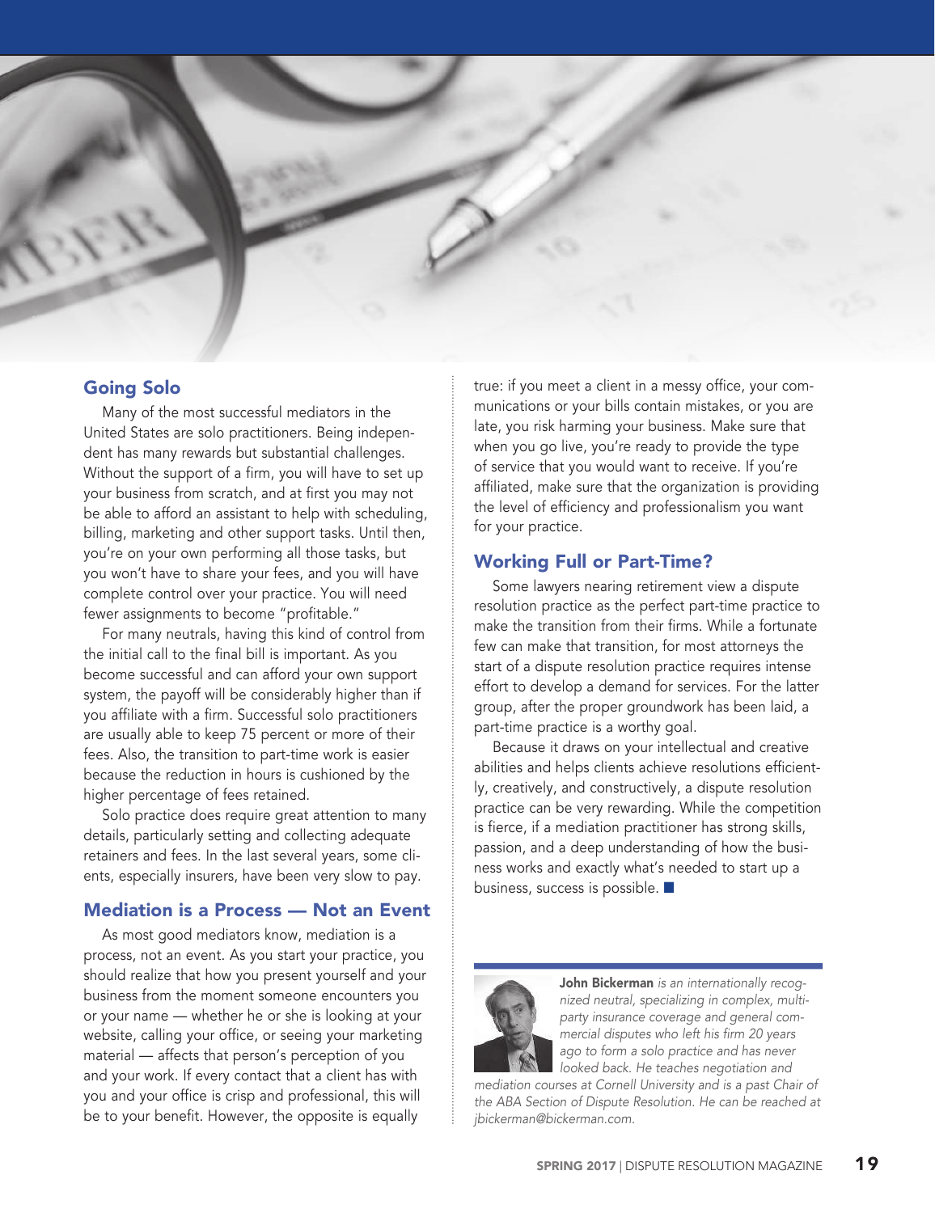## Going Solo

Many of the most successful mediators in the United States are solo practitioners. Being independent has many rewards but substantial challenges. Without the support of a firm, you will have to set up your business from scratch, and at first you may not be able to afford an assistant to help with scheduling, billing, marketing and other support tasks. Until then, you're on your own performing all those tasks, but you won't have to share your fees, and you will have complete control over your practice. You will need fewer assignments to become "profitable."

For many neutrals, having this kind of control from the initial call to the final bill is important. As you become successful and can afford your own support system, the payoff will be considerably higher than if you affiliate with a firm. Successful solo practitioners are usually able to keep 75 percent or more of their fees. Also, the transition to part-time work is easier because the reduction in hours is cushioned by the higher percentage of fees retained.

Solo practice does require great attention to many details, particularly setting and collecting adequate retainers and fees. In the last several years, some clients, especially insurers, have been very slow to pay.

## Mediation is a Process — Not an Event

As most good mediators know, mediation is a process, not an event. As you start your practice, you should realize that how you present yourself and your business from the moment someone encounters you or your name — whether he or she is looking at your website, calling your office, or seeing your marketing material — affects that person's perception of you and your work. If every contact that a client has with you and your office is crisp and professional, this will be to your benefit. However, the opposite is equally true: if you meet a client in a messy office, your communications or your bills contain mistakes, or you are late, you risk harming your business. Make sure that when you go live, you're ready to provide the type of service that you would want to receive. If you're affiliated, make sure that the organization is providing the level of efficiency and professionalism you want for your practice.

## Working Full or Part-Time?

Some lawyers nearing retirement view a dispute resolution practice as the perfect part-time practice to make the transition from their firms. While a fortunate few can make that transition, for most attorneys the start of a dispute resolution practice requires intense effort to develop a demand for services. For the latter group, after the proper groundwork has been laid, a part-time practice is a worthy goal.

Because it draws on your intellectual and creative abilities and helps clients achieve resolutions efficiently, creatively, and constructively, a dispute resolution practice can be very rewarding. While the competition is fierce, if a mediation practitioner has strong skills, passion, and a deep understanding of how the business works and exactly what's needed to start up a business, success is possible. ■

---

**John Bickerman** *is an internationally recognized neutral, specializing in complex, multi-party insurance coverage and general commercial disputes who left his firm 20 years ago to form a solo practice and has never looked back. He teaches negotiation and mediation courses at Cornell University and is a past Chair of the ABA Section of Dispute Resolution. He can be reached at jbickerman@bickerman.com.*